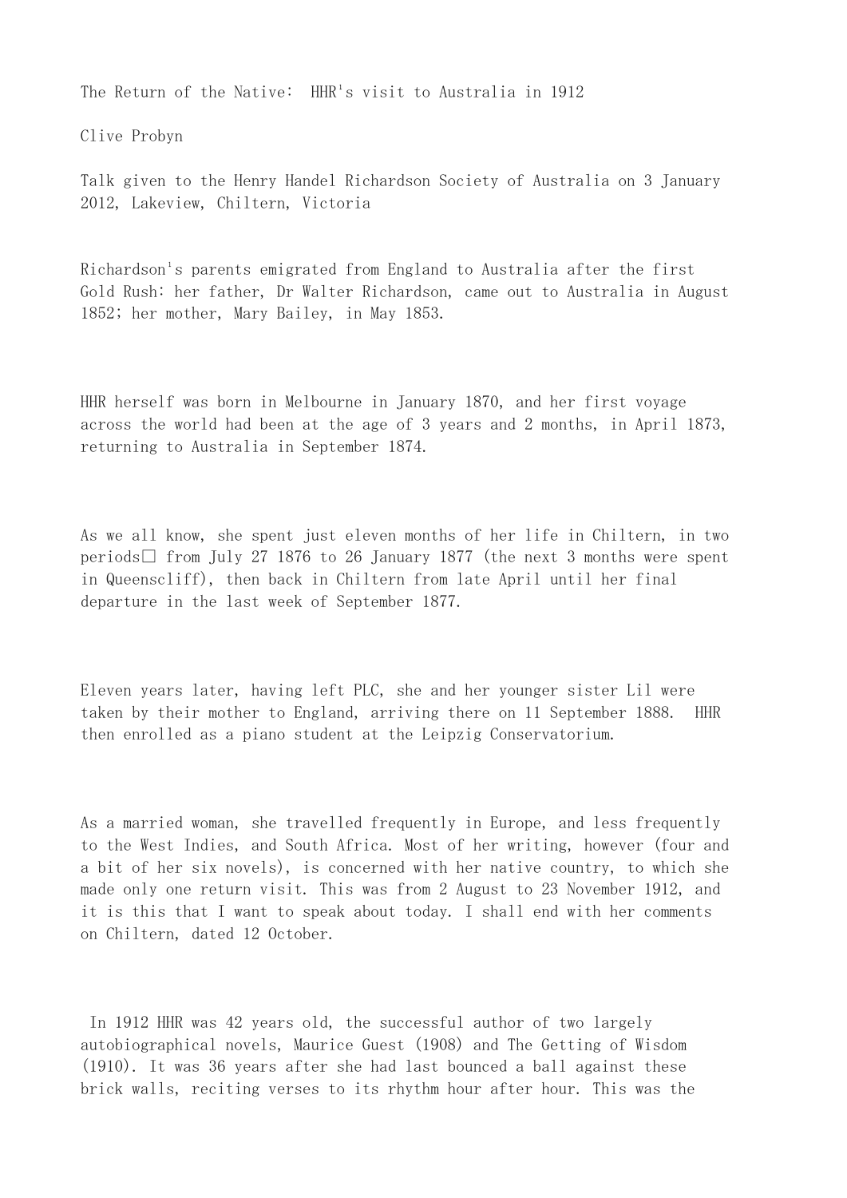# The Return of the Native: HHR's visit to Australia in 1912

Clive Probyn

Talk given to the Henry Handel Richardson Society of Australia on 3 January 2012, Lakeview, Chiltern, Victoria

Richardson's parents emigrated from England to Australia after the first Gold Rush: her father, Dr Walter Richardson, came out to Australia in August 1852; her mother, Mary Bailey, in May 1853.

HHR herself was born in Melbourne in January 1870, and her first voyage across the world had been at the age of 3 years and 2 months, in April 1873, returning to Australia in September 1874.

As we all know, she spent just eleven months of her life in Chiltern, in two periods from July 27 1876 to 26 January 1877 (the next 3 months were spent in Queenscliff), then back in Chiltern from late April until her final departure in the last week of September 1877.

Eleven years later, having left PLC, she and her younger sister Lil were taken by their mother to England, arriving there on 11 September 1888. HHR then enrolled as a piano student at the Leipzig Conservatorium.

As a married woman, she travelled frequently in Europe, and less frequently to the West Indies, and South Africa. Most of her writing, however (four and a bit of her six novels), is concerned with her native country, to which she made only one return visit. This was from 2 August to 23 November 1912, and it is this that I want to speak about today. I shall end with her comments on Chiltern, dated 12 October.

In 1912 HHR was 42 years old, the successful author of two largely autobiographical novels, Maurice Guest (1908) and The Getting of Wisdom (1910). It was 36 years after she had last bounced a ball against these brick walls, reciting verses to its rhythm hour after hour. This was the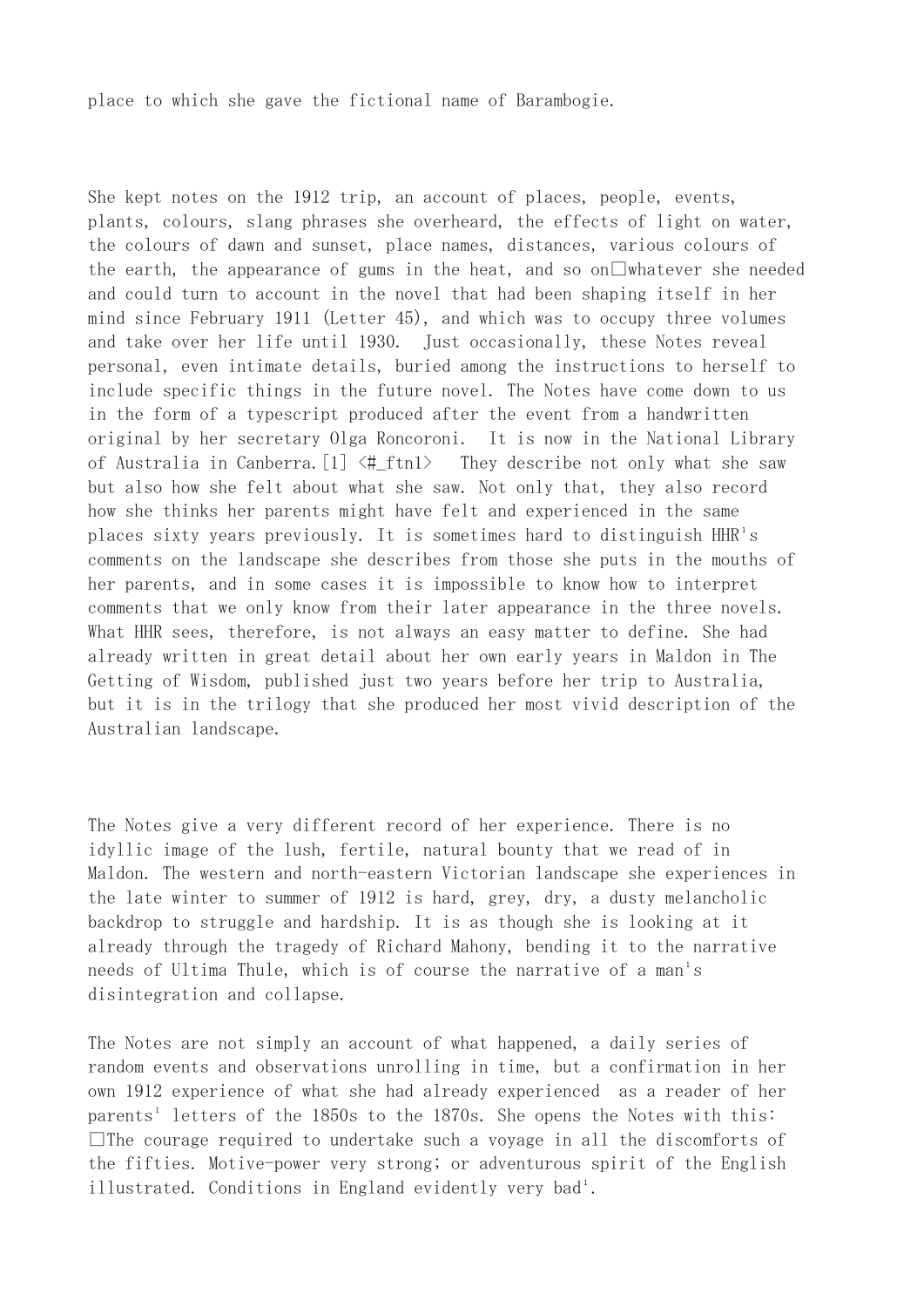place to which she gave the fictional name of Barambogie.

She kept notes on the 1912 trip, an account of places, people, events, plants, colours, slang phrases she overheard, the effects of light on water, the colours of dawn and sunset, place names, distances, various colours of the earth, the appearance of gums in the heat, and so on whatever she needed and could turn to account in the novel that had been shaping itself in her mind since February 1911 (Letter 45), and which was to occupy three volumes and take over her life until 1930. Just occasionally, these Notes reveal personal, even intimate details, buried among the instructions to herself to include specific things in the future novel. The Notes have come down to us in the form of a typescript produced after the event from a handwritten original by her secretary Olga Roncoroni. It is now in the National Library of Australia in Canberra.[1] <#_ftn1> They describe not only what she saw but also how she felt about what she saw. Not only that, they also record how she thinks her parents might have felt and experienced in the same places sixty years previously. It is sometimes hard to distinguish HHR's comments on the landscape she describes from those she puts in the mouths of her parents, and in some cases it is impossible to know how to interpret comments that we only know from their later appearance in the three novels. What HHR sees, therefore, is not always an easy matter to define. She had already written in great detail about her own early years in Maldon in The Getting of Wisdom, published just two years before her trip to Australia, but it is in the trilogy that she produced her most vivid description of the Australian landscape.

The Notes give a very different record of her experience. There is no idyllic image of the lush, fertile, natural bounty that we read of in Maldon. The western and north-eastern Victorian landscape she experiences in the late winter to summer of 1912 is hard, grey, dry, a dusty melancholic backdrop to struggle and hardship. It is as though she is looking at it already through the tragedy of Richard Mahony, bending it to the narrative needs of Ultima Thule, which is of course the narrative of a man's disintegration and collapse.

The Notes are not simply an account of what happened, a daily series of random events and observations unrolling in time, but a confirmation in her own 1912 experience of what she had already experienced as a reader of her parents' letters of the 1850s to the 1870s. She opens the Notes with this: The courage required to undertake such a voyage in all the discomforts of the fifties. Motive-power very strong; or adventurous spirit of the English illustrated. Conditions in England evidently very bad'.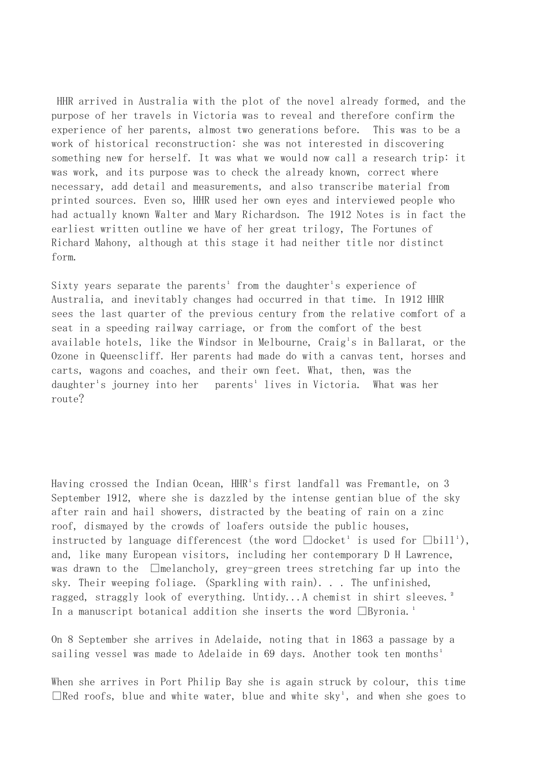HHR arrived in Australia with the plot of the novel already formed, and the purpose of her travels in Victoria was to reveal and therefore confirm the experience of her parents, almost two generations before. This was to be a work of historical reconstruction: she was not interested in discovering something new for herself. It was what we would now call a research trip: it was work, and its purpose was to check the already known, correct where necessary, add detail and measurements, and also transcribe material from printed sources. Even so, HHR used her own eyes and interviewed people who had actually known Walter and Mary Richardson. The 1912 Notes is in fact the earliest written outline we have of her great trilogy, The Fortunes of Richard Mahony, although at this stage it had neither title nor distinct form.

Sixty years separate the parents' from the daughter's experience of Australia, and inevitably changes had occurred in that time. In 1912 HHR sees the last quarter of the previous century from the relative comfort of a seat in a speeding railway carriage, or from the comfort of the best available hotels, like the Windsor in Melbourne, Craig's in Ballarat, or the Ozone in Queenscliff. Her parents had made do with a canvas tent, horses and carts, wagons and coaches, and their own feet. What, then, was the daughter's journey into her parents' lives in Victoria. What was her route?

Having crossed the Indian Ocean, HHR's first landfall was Fremantle, on 3 September 1912, where she is dazzled by the intense gentian blue of the sky after rain and hail showers, distracted by the beating of rain on a zinc roof, dismayed by the crowds of loafers outside the public houses, instructed by language differencest (the word 'docket' is used for 'bill'), and, like many European visitors, including her contemporary D H Lawrence, was drawn to the 'melancholy, grey-green trees stretching far up into the sky. Their weeping foliage. (Sparkling with rain). . . The unfinished, ragged, straggly look of everything. Untidy...A chemist in shirt sleeves.[2] In a manuscript botanical addition she inserts the word 'Byronia.'

On 8 September she arrives in Adelaide, noting that in 1863 a passage by a sailing vessel was made to Adelaide in 69 days. Another took ten months'

When she arrives in Port Philip Bay she is again struck by colour, this time 'Red roofs, blue and white water, blue and white sky', and when she goes to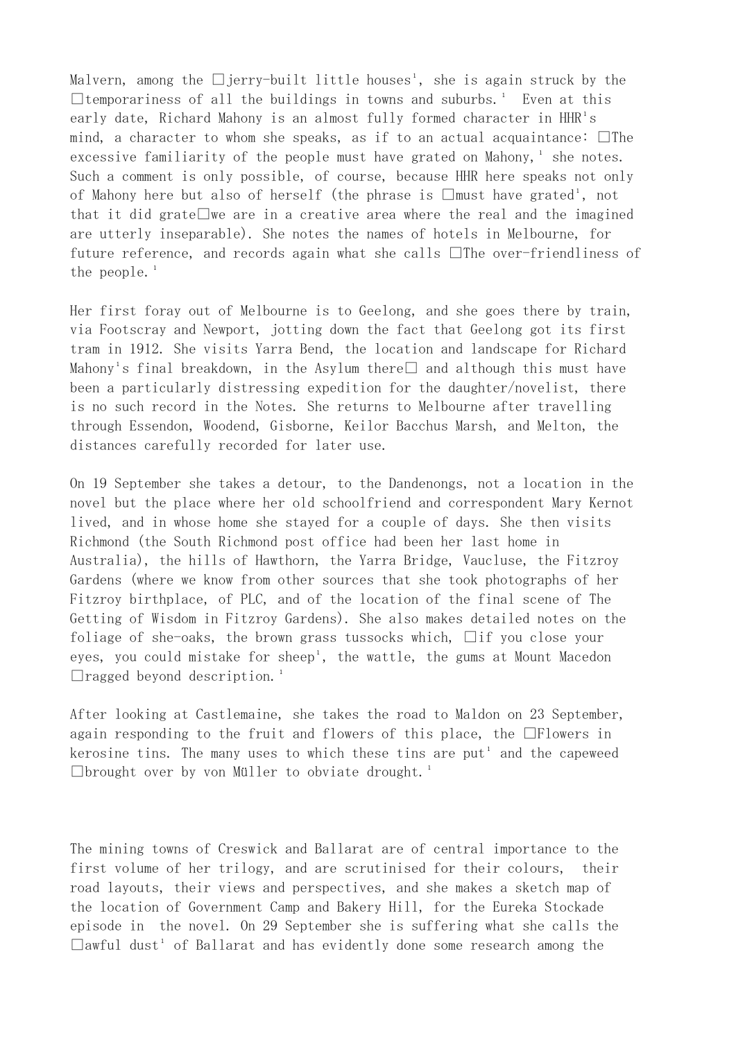Malvern, among the jerry-built little houses', she is again struck by the temporariness of all the buildings in towns and suburbs.' Even at this early date, Richard Mahony is an almost fully formed character in HHR's mind, a character to whom she speaks, as if to an actual acquaintance: The excessive familiarity of the people must have grated on Mahony,' she notes. Such a comment is only possible, of course, because HHR here speaks not only of Mahony here but also of herself (the phrase is must have grated', not that it did grate we are in a creative area where the real and the imagined are utterly inseparable). She notes the names of hotels in Melbourne, for future reference, and records again what she calls The over-friendliness of the people.'

Her first foray out of Melbourne is to Geelong, and she goes there by train, via Footscray and Newport, jotting down the fact that Geelong got its first tram in 1912. She visits Yarra Bend, the location and landscape for Richard Mahony's final breakdown, in the Asylum there and although this must have been a particularly distressing expedition for the daughter/novelist, there is no such record in the Notes. She returns to Melbourne after travelling through Essendon, Woodend, Gisborne, Keilor Bacchus Marsh, and Melton, the distances carefully recorded for later use.

On 19 September she takes a detour, to the Dandenongs, not a location in the novel but the place where her old schoolfriend and correspondent Mary Kernot lived, and in whose home she stayed for a couple of days. She then visits Richmond (the South Richmond post office had been her last home in Australia), the hills of Hawthorn, the Yarra Bridge, Vaucluse, the Fitzroy Gardens (where we know from other sources that she took photographs of her Fitzroy birthplace, of PLC, and of the location of the final scene of The Getting of Wisdom in Fitzroy Gardens). She also makes detailed notes on the foliage of she-oaks, the brown grass tussocks which, if you close your eyes, you could mistake for sheep', the wattle, the gums at Mount Macedon ragged beyond description.'

After looking at Castlemaine, she takes the road to Maldon on 23 September, again responding to the fruit and flowers of this place, the Flowers in kerosine tins. The many uses to which these tins are put' and the capeweed brought over by von Müller to obviate drought.'

The mining towns of Creswick and Ballarat are of central importance to the first volume of her trilogy, and are scrutinised for their colours, their road layouts, their views and perspectives, and she makes a sketch map of the location of Government Camp and Bakery Hill, for the Eureka Stockade episode in the novel. On 29 September she is suffering what she calls the awful dust' of Ballarat and has evidently done some research among the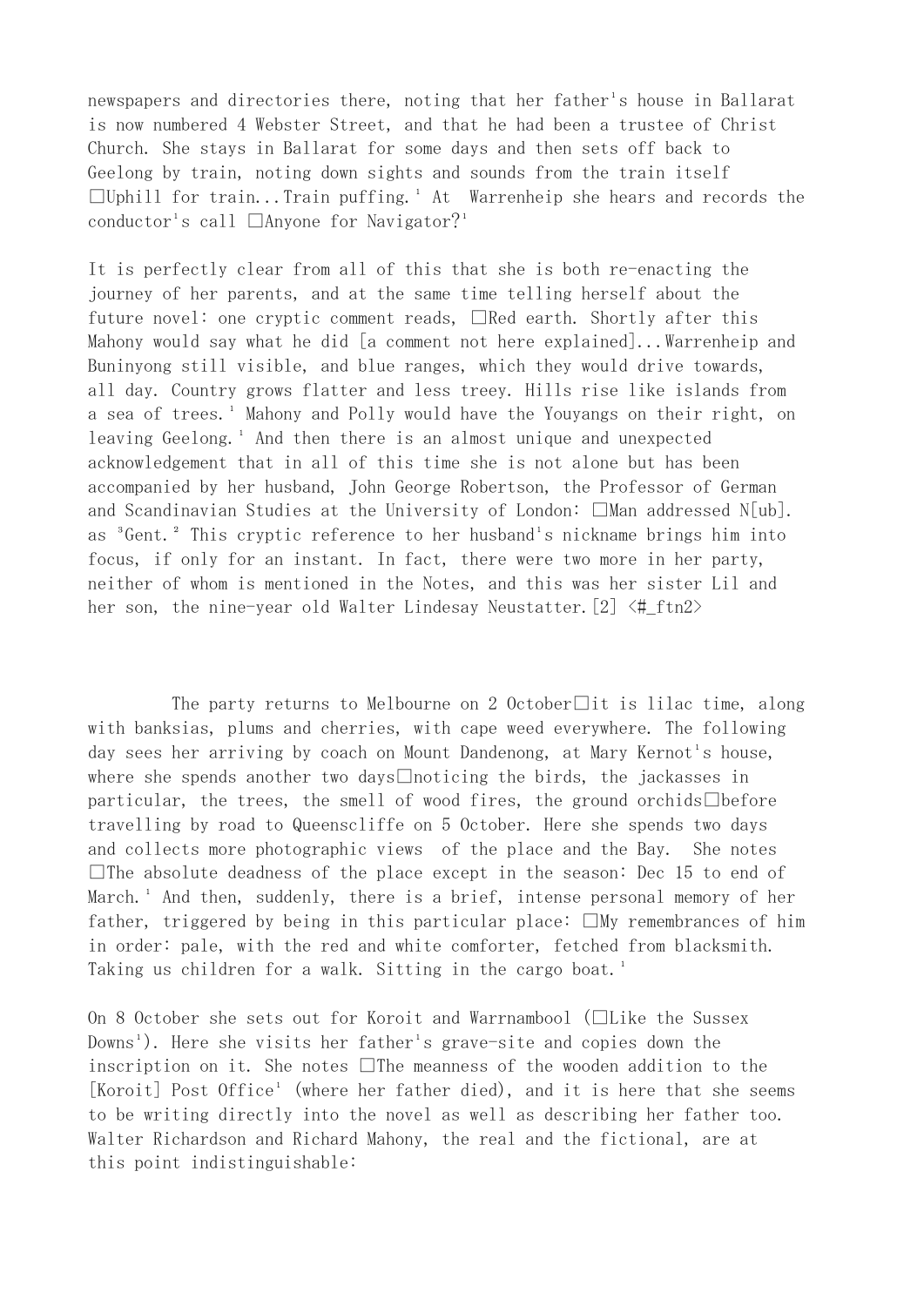newspapers and directories there, noting that her father's house in Ballarat is now numbered 4 Webster Street, and that he had been a trustee of Christ Church. She stays in Ballarat for some days and then sets off back to Geelong by train, noting down sights and sounds from the train itself 'Uphill for train...Train puffing.' At Warrenheip she hears and records the conductor's call 'Anyone for Navigator?'

It is perfectly clear from all of this that she is both re-enacting the journey of her parents, and at the same time telling herself about the future novel: one cryptic comment reads, 'Red earth. Shortly after this Mahony would say what he did [a comment not here explained]...Warrenheip and Buninyong still visible, and blue ranges, which they would drive towards, all day. Country grows flatter and less treey. Hills rise like islands from a sea of trees.' Mahony and Polly would have the Youyangs on their right, on leaving Geelong.' And then there is an almost unique and unexpected acknowledgement that in all of this time she is not alone but has been accompanied by her husband, John George Robertson, the Professor of German and Scandinavian Studies at the University of London: 'Man addressed N[ub]. as "Gent." This cryptic reference to her husband's nickname brings him into focus, if only for an instant. In fact, there were two more in her party, neither of whom is mentioned in the Notes, and this was her sister Lil and her son, the nine-year old Walter Lindesay Neustatter.[2] <#_ftn2>

The party returns to Melbourne on 2 October—it is lilac time, along with banksias, plums and cherries, with cape weed everywhere. The following day sees her arriving by coach on Mount Dandenong, at Mary Kernot's house, where she spends another two days—noticing the birds, the jackasses in particular, the trees, the smell of wood fires, the ground orchids—before travelling by road to Queenscliffe on 5 October. Here she spends two days and collects more photographic views of the place and the Bay. She notes 'The absolute deadness of the place except in the season: Dec 15 to end of March.' And then, suddenly, there is a brief, intense personal memory of her father, triggered by being in this particular place: 'My remembrances of him in order: pale, with the red and white comforter, fetched from blacksmith. Taking us children for a walk. Sitting in the cargo boat.'

On 8 October she sets out for Koroit and Warrnambool ('Like the Sussex Downs'). Here she visits her father's grave-site and copies down the inscription on it. She notes 'The meanness of the wooden addition to the [Koroit] Post Office' (where her father died), and it is here that she seems to be writing directly into the novel as well as describing her father too. Walter Richardson and Richard Mahony, the real and the fictional, are at this point indistinguishable: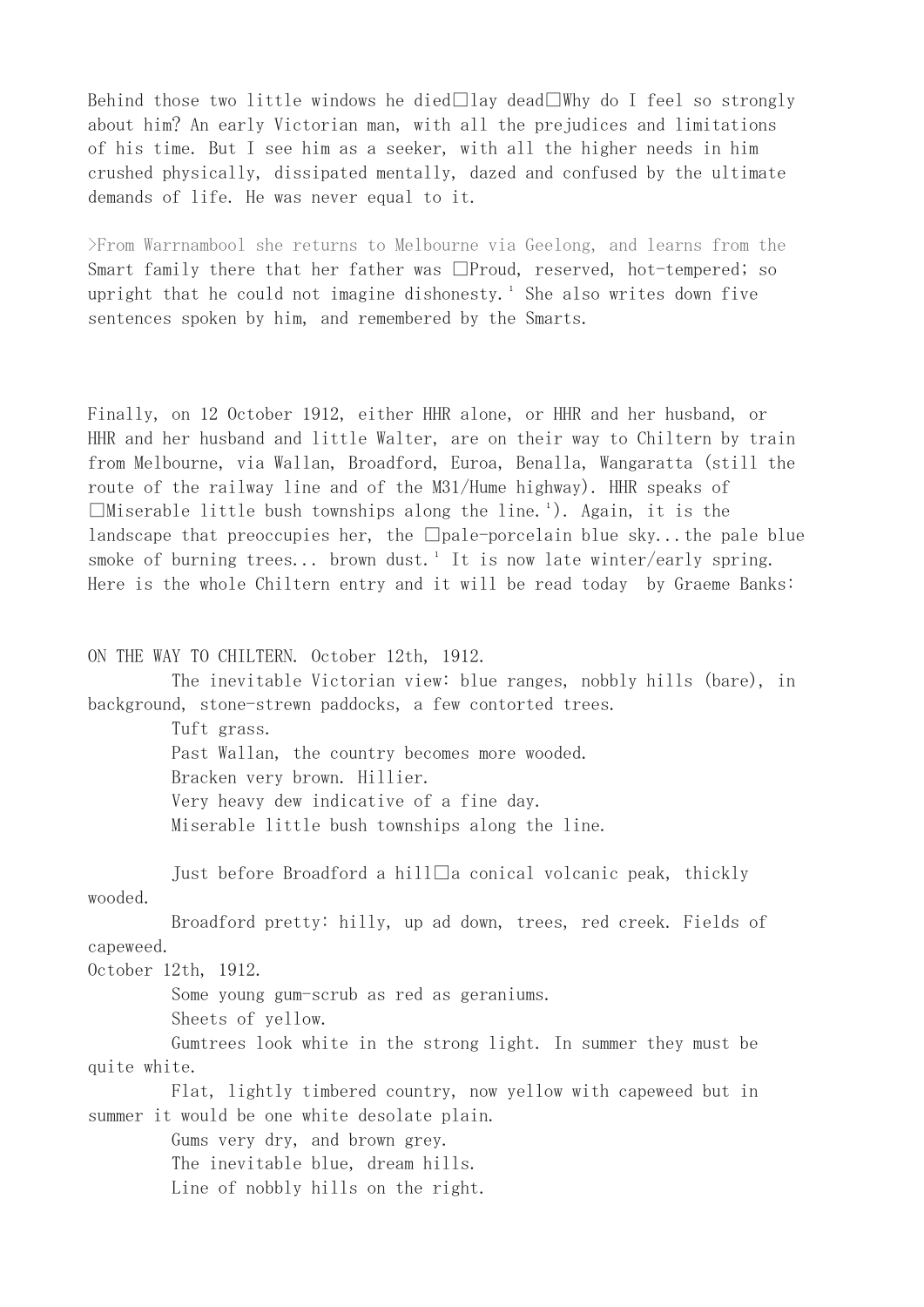Behind those two little windows he died□lay dead□Why do I feel so strongly about him? An early Victorian man, with all the prejudices and limitations of his time. But I see him as a seeker, with all the higher needs in him crushed physically, dissipated mentally, dazed and confused by the ultimate demands of life. He was never equal to it.

>From Warrnambool she returns to Melbourne via Geelong, and learns from the Smart family there that her father was □Proud, reserved, hot-tempered; so upright that he could not imagine dishonesty.¹ She also writes down five sentences spoken by him, and remembered by the Smarts.

Finally, on 12 October 1912, either HHR alone, or HHR and her husband, or HHR and her husband and little Walter, are on their way to Chiltern by train from Melbourne, via Wallan, Broadford, Euroa, Benalla, Wangaratta (still the route of the railway line and of the M31/Hume highway). HHR speaks of □Miserable little bush townships along the line.¹). Again, it is the landscape that preoccupies her, the □pale-porcelain blue sky...the pale blue smoke of burning trees... brown dust.¹ It is now late winter/early spring. Here is the whole Chiltern entry and it will be read today by Graeme Banks:

ON THE WAY TO CHILTERN. October 12th, 1912.

The inevitable Victorian view: blue ranges, nobbly hills (bare), in background, stone-strewn paddocks, a few contorted trees.

Tuft grass.

Past Wallan, the country becomes more wooded.

Bracken very brown. Hillier.

Very heavy dew indicative of a fine day.

Miserable little bush townships along the line.

Just before Broadford a hill□a conical volcanic peak, thickly wooded.

Broadford pretty: hilly, up ad down, trees, red creek. Fields of capeweed.

October 12th, 1912.

Some young gum-scrub as red as geraniums.

Sheets of yellow.

Gumtrees look white in the strong light. In summer they must be quite white.

Flat, lightly timbered country, now yellow with capeweed but in summer it would be one white desolate plain.

Gums very dry, and brown grey.

The inevitable blue, dream hills.

Line of nobbly hills on the right.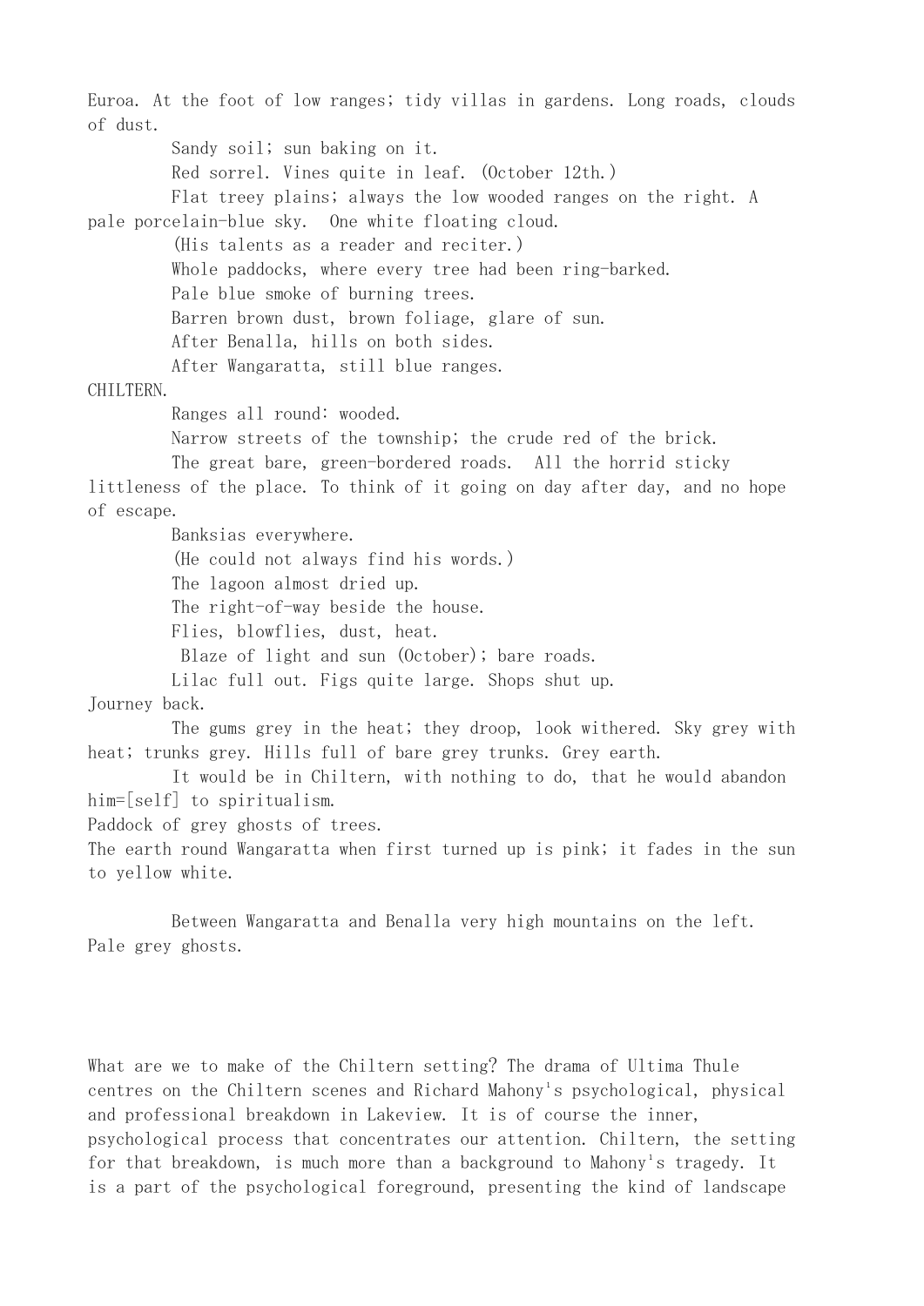Euroa. At the foot of low ranges; tidy villas in gardens. Long roads, clouds of dust.

Sandy soil; sun baking on it.

Red sorrel. Vines quite in leaf. (October 12th.)

Flat treey plains; always the low wooded ranges on the right. A pale porcelain-blue sky. One white floating cloud.

(His talents as a reader and reciter.)

Whole paddocks, where every tree had been ring-barked.

Pale blue smoke of burning trees.

Barren brown dust, brown foliage, glare of sun.

After Benalla, hills on both sides.

After Wangaratta, still blue ranges.

CHILTERN.

Ranges all round: wooded.

Narrow streets of the township; the crude red of the brick.

The great bare, green-bordered roads. All the horrid sticky littleness of the place. To think of it going on day after day, and no hope of escape.

Banksias everywhere.

(He could not always find his words.)

The lagoon almost dried up.

The right-of-way beside the house.

Flies, blowflies, dust, heat.

Blaze of light and sun (October); bare roads.

Lilac full out. Figs quite large. Shops shut up.

Journey back.

The gums grey in the heat; they droop, look withered. Sky grey with heat; trunks grey. Hills full of bare grey trunks. Grey earth.

It would be in Chiltern, with nothing to do, that he would abandon him=[self] to spiritualism.

Paddock of grey ghosts of trees.

The earth round Wangaratta when first turned up is pink; it fades in the sun to yellow white.

Between Wangaratta and Benalla very high mountains on the left. Pale grey ghosts.

What are we to make of the Chiltern setting? The drama of Ultima Thule centres on the Chiltern scenes and Richard Mahony's psychological, physical and professional breakdown in Lakeview. It is of course the inner, psychological process that concentrates our attention. Chiltern, the setting for that breakdown, is much more than a background to Mahony's tragedy. It is a part of the psychological foreground, presenting the kind of landscape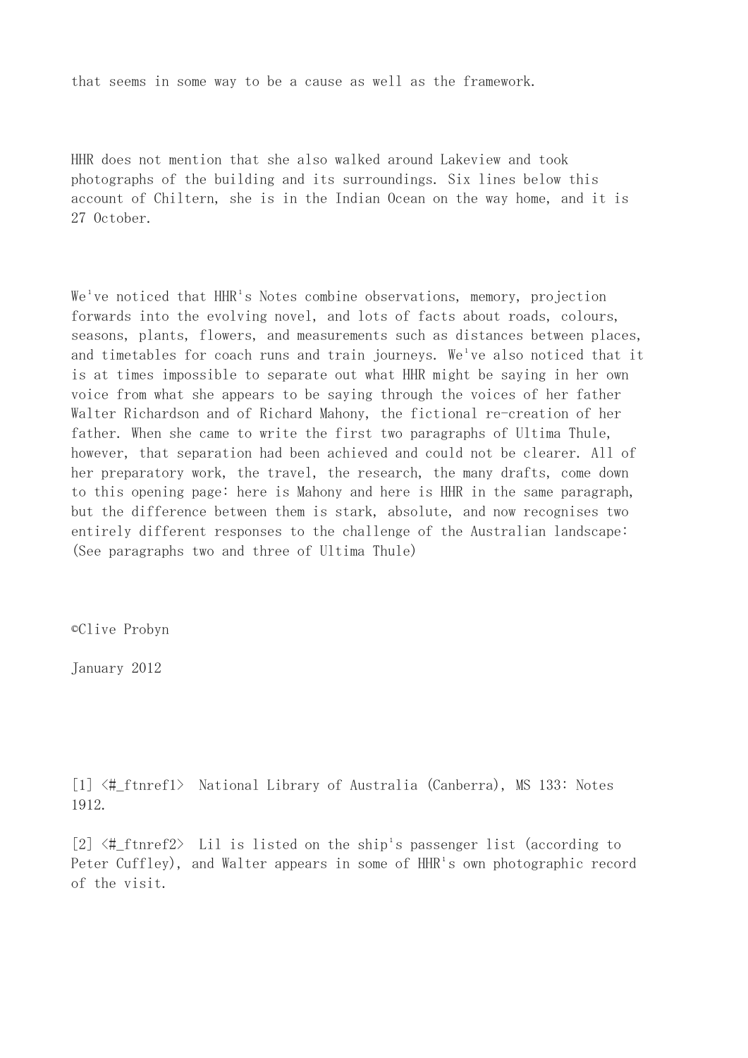that seems in some way to be a cause as well as the framework.

HHR does not mention that she also walked around Lakeview and took photographs of the building and its surroundings. Six lines below this account of Chiltern, she is in the Indian Ocean on the way home, and it is 27 October.

We've noticed that HHR's Notes combine observations, memory, projection forwards into the evolving novel, and lots of facts about roads, colours, seasons, plants, flowers, and measurements such as distances between places, and timetables for coach runs and train journeys. We've also noticed that it is at times impossible to separate out what HHR might be saying in her own voice from what she appears to be saying through the voices of her father Walter Richardson and of Richard Mahony, the fictional re-creation of her father. When she came to write the first two paragraphs of Ultima Thule, however, that separation had been achieved and could not be clearer. All of her preparatory work, the travel, the research, the many drafts, come down to this opening page: here is Mahony and here is HHR in the same paragraph, but the difference between them is stark, absolute, and now recognises two entirely different responses to the challenge of the Australian landscape: (See paragraphs two and three of Ultima Thule)

©Clive Probyn

January 2012

[1] <#_ftnref1> National Library of Australia (Canberra), MS 133: Notes 1912.

[2] <#_ftnref2> Lil is listed on the ship's passenger list (according to Peter Cuffley), and Walter appears in some of HHR's own photographic record of the visit.